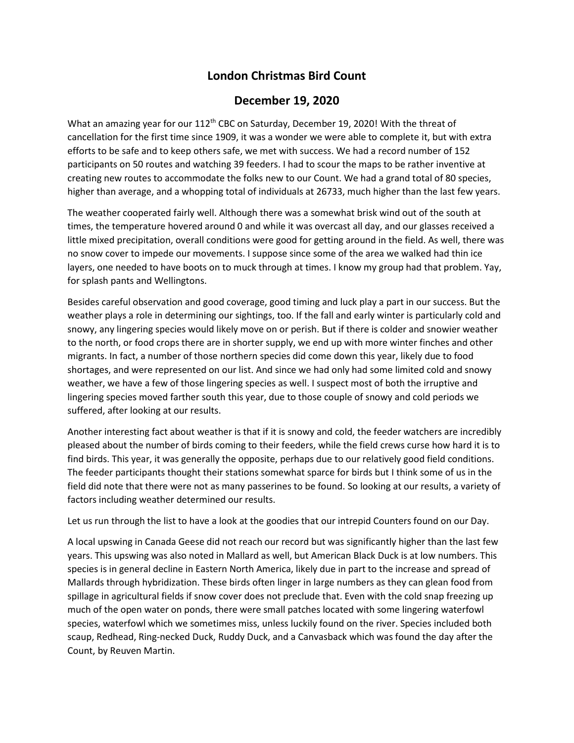# London Christmas Bird Count

## December 19, 2020

What an amazing year for our 112th CBC on Saturday, December 19, 2020! With the threat of cancellation for the first time since 1909, it was a wonder we were able to complete it, but with extra efforts to be safe and to keep others safe, we met with success. We had a record number of 152 participants on 50 routes and watching 39 feeders. I had to scour the maps to be rather inventive at creating new routes to accommodate the folks new to our Count. We had a grand total of 80 species, higher than average, and a whopping total of individuals at 26733, much higher than the last few years.

The weather cooperated fairly well. Although there was a somewhat brisk wind out of the south at times, the temperature hovered around 0 and while it was overcast all day, and our glasses received a little mixed precipitation, overall conditions were good for getting around in the field. As well, there was no snow cover to impede our movements. I suppose since some of the area we walked had thin ice layers, one needed to have boots on to muck through at times. I know my group had that problem. Yay, for splash pants and Wellingtons.

Besides careful observation and good coverage, good timing and luck play a part in our success. But the weather plays a role in determining our sightings, too. If the fall and early winter is particularly cold and snowy, any lingering species would likely move on or perish. But if there is colder and snowier weather to the north, or food crops there are in shorter supply, we end up with more winter finches and other migrants. In fact, a number of those northern species did come down this year, likely due to food shortages, and were represented on our list. And since we had only had some limited cold and snowy weather, we have a few of those lingering species as well. I suspect most of both the irruptive and lingering species moved farther south this year, due to those couple of snowy and cold periods we suffered, after looking at our results.

Another interesting fact about weather is that if it is snowy and cold, the feeder watchers are incredibly pleased about the number of birds coming to their feeders, while the field crews curse how hard it is to find birds. This year, it was generally the opposite, perhaps due to our relatively good field conditions. The feeder participants thought their stations somewhat sparce for birds but I think some of us in the field did note that there were not as many passerines to be found. So looking at our results, a variety of factors including weather determined our results.

Let us run through the list to have a look at the goodies that our intrepid Counters found on our Day.

A local upswing in Canada Geese did not reach our record but was significantly higher than the last few years. This upswing was also noted in Mallard as well, but American Black Duck is at low numbers. This species is in general decline in Eastern North America, likely due in part to the increase and spread of Mallards through hybridization. These birds often linger in large numbers as they can glean food from spillage in agricultural fields if snow cover does not preclude that. Even with the cold snap freezing up much of the open water on ponds, there were small patches located with some lingering waterfowl species, waterfowl which we sometimes miss, unless luckily found on the river. Species included both scaup, Redhead, Ring-necked Duck, Ruddy Duck, and a Canvasback which was found the day after the Count, by Reuven Martin.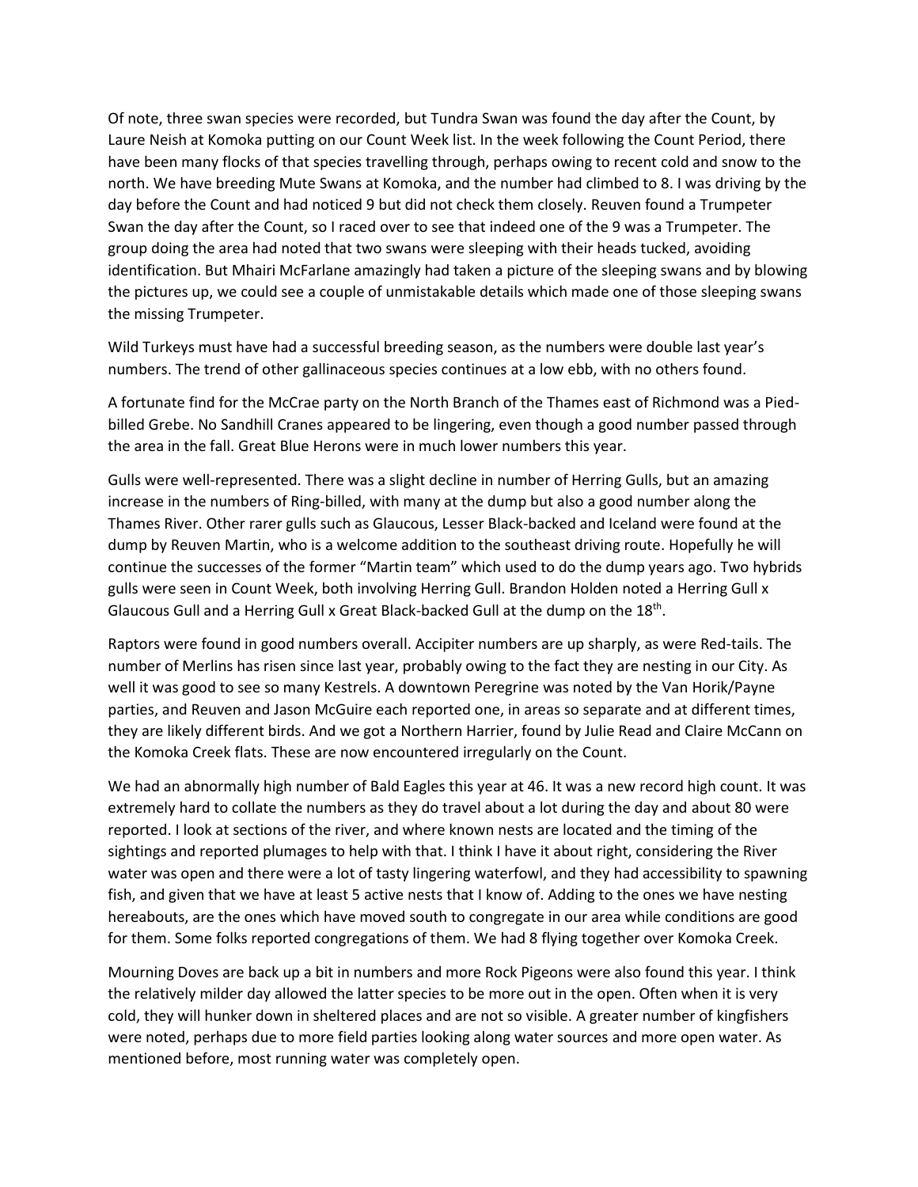Of note, three swan species were recorded, but Tundra Swan was found the day after the Count, by Laure Neish at Komoka putting on our Count Week list. In the week following the Count Period, there have been many flocks of that species travelling through, perhaps owing to recent cold and snow to the north. We have breeding Mute Swans at Komoka, and the number had climbed to 8. I was driving by the day before the Count and had noticed 9 but did not check them closely. Reuven found a Trumpeter Swan the day after the Count, so I raced over to see that indeed one of the 9 was a Trumpeter. The group doing the area had noted that two swans were sleeping with their heads tucked, avoiding identification. But Mhairi McFarlane amazingly had taken a picture of the sleeping swans and by blowing the pictures up, we could see a couple of unmistakable details which made one of those sleeping swans the missing Trumpeter.

Wild Turkeys must have had a successful breeding season, as the numbers were double last year's numbers. The trend of other gallinaceous species continues at a low ebb, with no others found.

A fortunate find for the McCrae party on the North Branch of the Thames east of Richmond was a Pied-billed Grebe. No Sandhill Cranes appeared to be lingering, even though a good number passed through the area in the fall. Great Blue Herons were in much lower numbers this year.

Gulls were well-represented. There was a slight decline in number of Herring Gulls, but an amazing increase in the numbers of Ring-billed, with many at the dump but also a good number along the Thames River. Other rarer gulls such as Glaucous, Lesser Black-backed and Iceland were found at the dump by Reuven Martin, who is a welcome addition to the southeast driving route. Hopefully he will continue the successes of the former "Martin team" which used to do the dump years ago. Two hybrids gulls were seen in Count Week, both involving Herring Gull. Brandon Holden noted a Herring Gull x Glaucous Gull and a Herring Gull x Great Black-backed Gull at the dump on the 18th.

Raptors were found in good numbers overall. Accipiter numbers are up sharply, as were Red-tails. The number of Merlins has risen since last year, probably owing to the fact they are nesting in our City. As well it was good to see so many Kestrels. A downtown Peregrine was noted by the Van Horik/Payne parties, and Reuven and Jason McGuire each reported one, in areas so separate and at different times, they are likely different birds. And we got a Northern Harrier, found by Julie Read and Claire McCann on the Komoka Creek flats. These are now encountered irregularly on the Count.

We had an abnormally high number of Bald Eagles this year at 46. It was a new record high count. It was extremely hard to collate the numbers as they do travel about a lot during the day and about 80 were reported. I look at sections of the river, and where known nests are located and the timing of the sightings and reported plumages to help with that. I think I have it about right, considering the River water was open and there were a lot of tasty lingering waterfowl, and they had accessibility to spawning fish, and given that we have at least 5 active nests that I know of. Adding to the ones we have nesting hereabouts, are the ones which have moved south to congregate in our area while conditions are good for them. Some folks reported congregations of them. We had 8 flying together over Komoka Creek.

Mourning Doves are back up a bit in numbers and more Rock Pigeons were also found this year. I think the relatively milder day allowed the latter species to be more out in the open. Often when it is very cold, they will hunker down in sheltered places and are not so visible. A greater number of kingfishers were noted, perhaps due to more field parties looking along water sources and more open water. As mentioned before, most running water was completely open.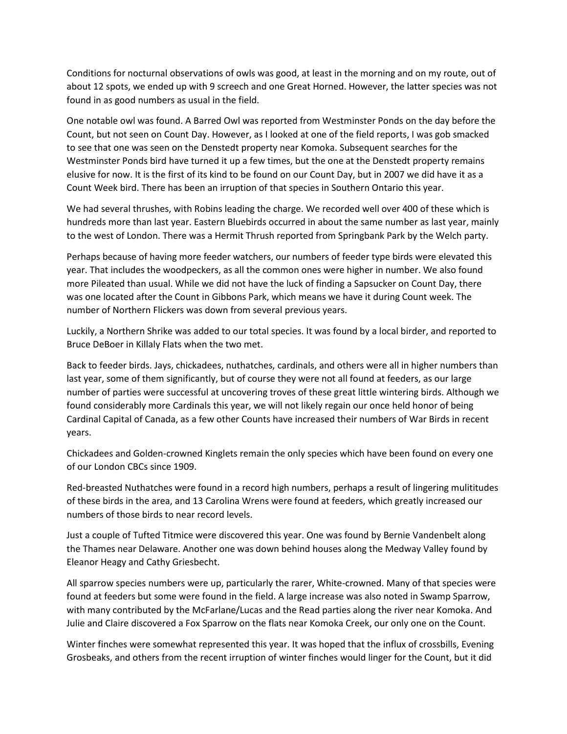Conditions for nocturnal observations of owls was good, at least in the morning and on my route, out of about 12 spots, we ended up with 9 screech and one Great Horned. However, the latter species was not found in as good numbers as usual in the field.

One notable owl was found. A Barred Owl was reported from Westminster Ponds on the day before the Count, but not seen on Count Day. However, as I looked at one of the field reports, I was gob smacked to see that one was seen on the Denstedt property near Komoka. Subsequent searches for the Westminster Ponds bird have turned it up a few times, but the one at the Denstedt property remains elusive for now. It is the first of its kind to be found on our Count Day, but in 2007 we did have it as a Count Week bird. There has been an irruption of that species in Southern Ontario this year.

We had several thrushes, with Robins leading the charge. We recorded well over 400 of these which is hundreds more than last year. Eastern Bluebirds occurred in about the same number as last year, mainly to the west of London. There was a Hermit Thrush reported from Springbank Park by the Welch party.

Perhaps because of having more feeder watchers, our numbers of feeder type birds were elevated this year. That includes the woodpeckers, as all the common ones were higher in number. We also found more Pileated than usual. While we did not have the luck of finding a Sapsucker on Count Day, there was one located after the Count in Gibbons Park, which means we have it during Count week. The number of Northern Flickers was down from several previous years.

Luckily, a Northern Shrike was added to our total species. It was found by a local birder, and reported to Bruce DeBoer in Killaly Flats when the two met.

Back to feeder birds. Jays, chickadees, nuthatches, cardinals, and others were all in higher numbers than last year, some of them significantly, but of course they were not all found at feeders, as our large number of parties were successful at uncovering troves of these great little wintering birds. Although we found considerably more Cardinals this year, we will not likely regain our once held honor of being Cardinal Capital of Canada, as a few other Counts have increased their numbers of War Birds in recent years.

Chickadees and Golden-crowned Kinglets remain the only species which have been found on every one of our London CBCs since 1909.

Red-breasted Nuthatches were found in a record high numbers, perhaps a result of lingering mulititudes of these birds in the area, and 13 Carolina Wrens were found at feeders, which greatly increased our numbers of those birds to near record levels.

Just a couple of Tufted Titmice were discovered this year. One was found by Bernie Vandenbelt along the Thames near Delaware. Another one was down behind houses along the Medway Valley found by Eleanor Heagy and Cathy Griesbecht.

All sparrow species numbers were up, particularly the rarer, White-crowned. Many of that species were found at feeders but some were found in the field. A large increase was also noted in Swamp Sparrow, with many contributed by the McFarlane/Lucas and the Read parties along the river near Komoka. And Julie and Claire discovered a Fox Sparrow on the flats near Komoka Creek, our only one on the Count.

Winter finches were somewhat represented this year. It was hoped that the influx of crossbills, Evening Grosbeaks, and others from the recent irruption of winter finches would linger for the Count, but it did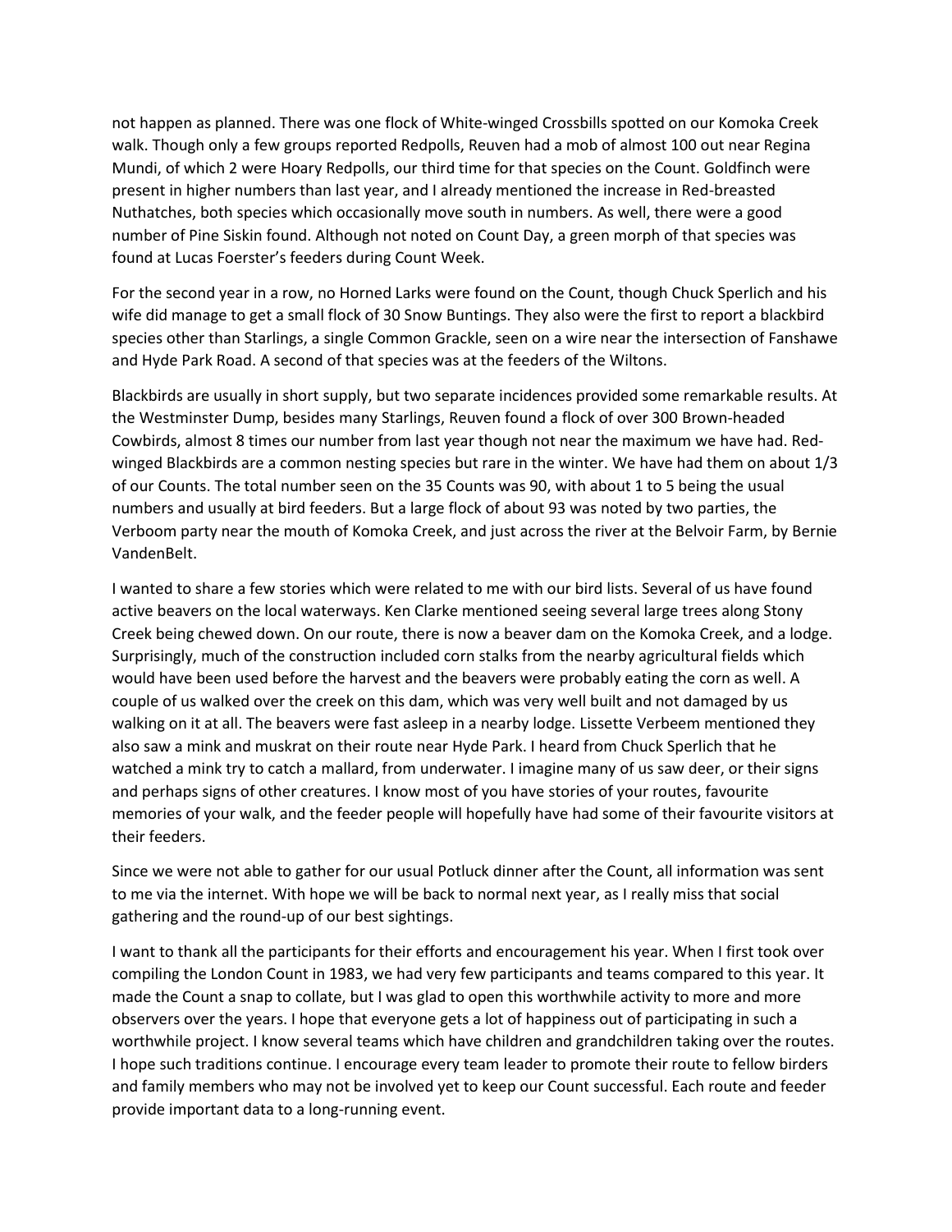not happen as planned. There was one flock of White-winged Crossbills spotted on our Komoka Creek walk. Though only a few groups reported Redpolls, Reuven had a mob of almost 100 out near Regina Mundi, of which 2 were Hoary Redpolls, our third time for that species on the Count. Goldfinch were present in higher numbers than last year, and I already mentioned the increase in Red-breasted Nuthatches, both species which occasionally move south in numbers. As well, there were a good number of Pine Siskin found. Although not noted on Count Day, a green morph of that species was found at Lucas Foerster's feeders during Count Week.

For the second year in a row, no Horned Larks were found on the Count, though Chuck Sperlich and his wife did manage to get a small flock of 30 Snow Buntings. They also were the first to report a blackbird species other than Starlings, a single Common Grackle, seen on a wire near the intersection of Fanshawe and Hyde Park Road. A second of that species was at the feeders of the Wiltons.

Blackbirds are usually in short supply, but two separate incidences provided some remarkable results. At the Westminster Dump, besides many Starlings, Reuven found a flock of over 300 Brown-headed Cowbirds, almost 8 times our number from last year though not near the maximum we have had. Red-winged Blackbirds are a common nesting species but rare in the winter. We have had them on about 1/3 of our Counts. The total number seen on the 35 Counts was 90, with about 1 to 5 being the usual numbers and usually at bird feeders. But a large flock of about 93 was noted by two parties, the Verboom party near the mouth of Komoka Creek, and just across the river at the Belvoir Farm, by Bernie VandenBelt.

I wanted to share a few stories which were related to me with our bird lists. Several of us have found active beavers on the local waterways. Ken Clarke mentioned seeing several large trees along Stony Creek being chewed down. On our route, there is now a beaver dam on the Komoka Creek, and a lodge. Surprisingly, much of the construction included corn stalks from the nearby agricultural fields which would have been used before the harvest and the beavers were probably eating the corn as well. A couple of us walked over the creek on this dam, which was very well built and not damaged by us walking on it at all. The beavers were fast asleep in a nearby lodge. Lissette Verbeem mentioned they also saw a mink and muskrat on their route near Hyde Park. I heard from Chuck Sperlich that he watched a mink try to catch a mallard, from underwater. I imagine many of us saw deer, or their signs and perhaps signs of other creatures. I know most of you have stories of your routes, favourite memories of your walk, and the feeder people will hopefully have had some of their favourite visitors at their feeders.

Since we were not able to gather for our usual Potluck dinner after the Count, all information was sent to me via the internet. With hope we will be back to normal next year, as I really miss that social gathering and the round-up of our best sightings.

I want to thank all the participants for their efforts and encouragement his year. When I first took over compiling the London Count in 1983, we had very few participants and teams compared to this year. It made the Count a snap to collate, but I was glad to open this worthwhile activity to more and more observers over the years. I hope that everyone gets a lot of happiness out of participating in such a worthwhile project. I know several teams which have children and grandchildren taking over the routes. I hope such traditions continue. I encourage every team leader to promote their route to fellow birders and family members who may not be involved yet to keep our Count successful. Each route and feeder provide important data to a long-running event.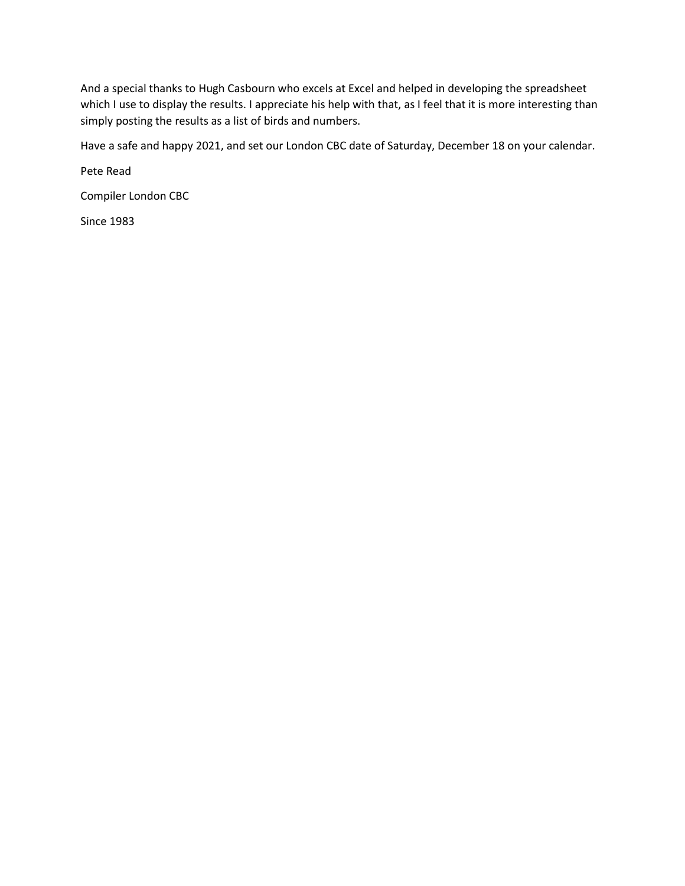And a special thanks to Hugh Casbourn who excels at Excel and helped in developing the spreadsheet which I use to display the results. I appreciate his help with that, as I feel that it is more interesting than simply posting the results as a list of birds and numbers.

Have a safe and happy 2021, and set our London CBC date of Saturday, December 18 on your calendar.

Pete Read

Compiler London CBC

Since 1983